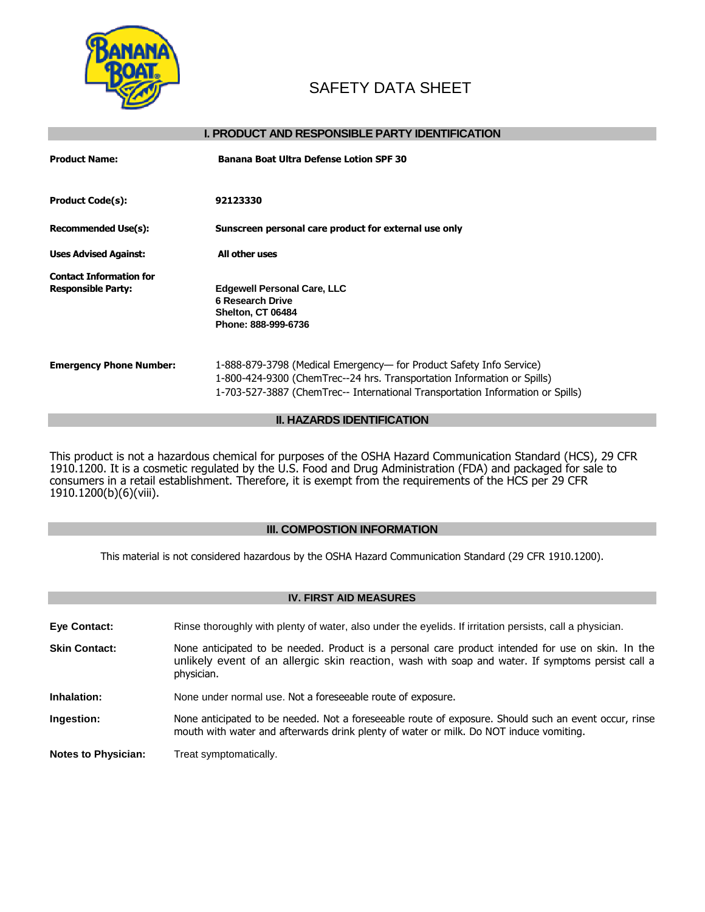# SAFETY DATA SHEET

## I. PRODUCT AND RESPONSIBLE PARTY IDENTIFICATION

**Product Name:** **Banana Boat Ultra Defense Lotion SPF 30**

**Product Code(s):** **92123330**

**Recommended Use(s):** **Sunscreen personal care product for external use only**

**Uses Advised Against:** **All other uses**

**Contact Information for Responsible Party:**
**Edgewell Personal Care, LLC**
**6 Research Drive**
**Shelton, CT 06484**
**Phone: 888-999-6736**

**Emergency Phone Number:**
1-888-879-3798 (Medical Emergency— for Product Safety Info Service)
1-800-424-9300 (ChemTrec--24 hrs. Transportation Information or Spills)
1-703-527-3887 (ChemTrec-- International Transportation Information or Spills)

## II. HAZARDS IDENTIFICATION

This product is not a hazardous chemical for purposes of the OSHA Hazard Communication Standard (HCS), 29 CFR 1910.1200. It is a cosmetic regulated by the U.S. Food and Drug Administration (FDA) and packaged for sale to consumers in a retail establishment. Therefore, it is exempt from the requirements of the HCS per 29 CFR 1910.1200(b)(6)(viii).

## III. COMPOSTION INFORMATION

This material is not considered hazardous by the OSHA Hazard Communication Standard (29 CFR 1910.1200).

## IV. FIRST AID MEASURES

**Eye Contact:** Rinse thoroughly with plenty of water, also under the eyelids. If irritation persists, call a physician.

**Skin Contact:** None anticipated to be needed. Product is a personal care product intended for use on skin. In the unlikely event of an allergic skin reaction, wash with soap and water. If symptoms persist call a physician.

**Inhalation:** None under normal use. Not a foreseeable route of exposure.

**Ingestion:** None anticipated to be needed. Not a foreseeable route of exposure. Should such an event occur, rinse mouth with water and afterwards drink plenty of water or milk. Do NOT induce vomiting.

**Notes to Physician:** Treat symptomatically.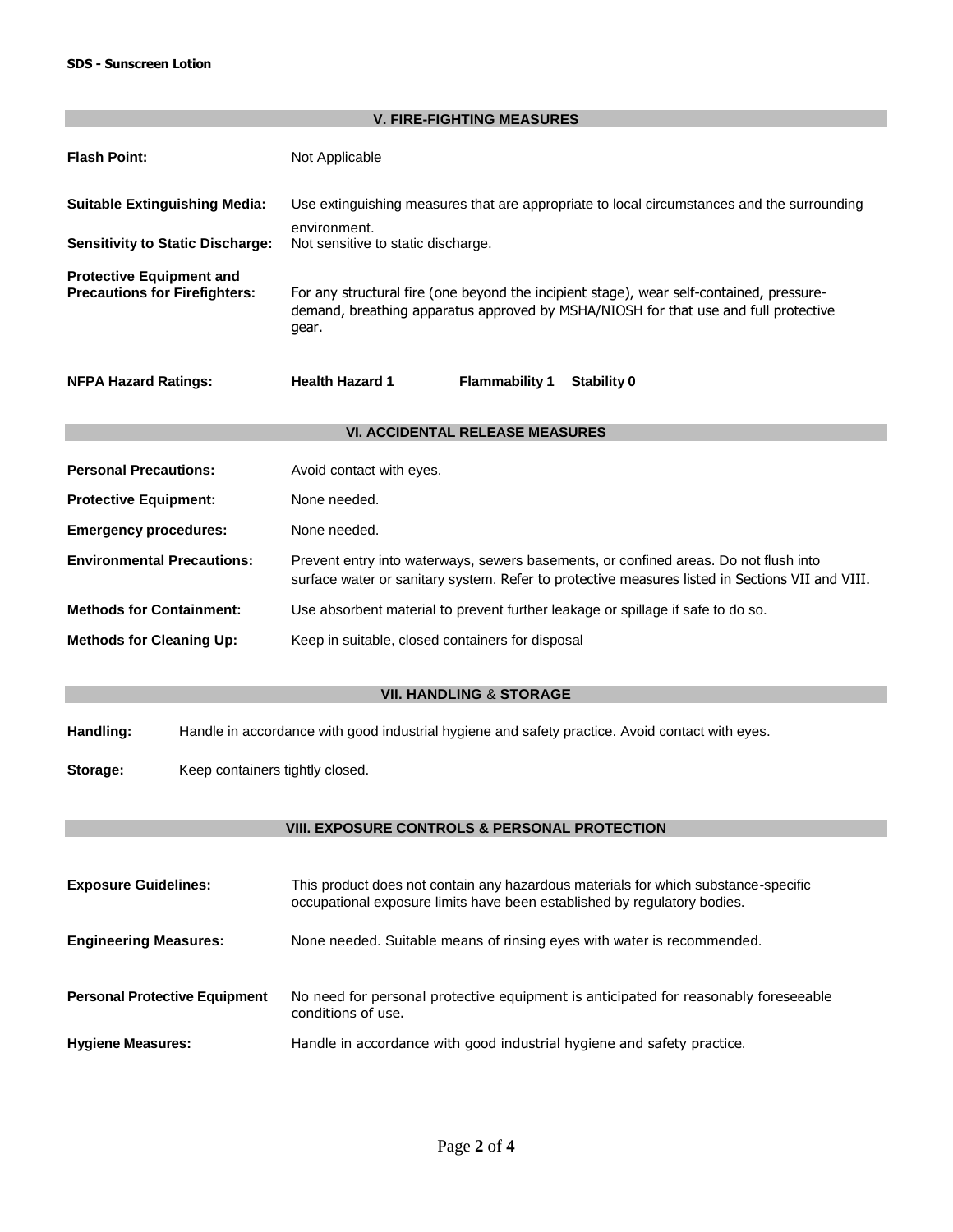## V. FIRE-FIGHTING MEASURES

**Flash Point:** Not Applicable

**Suitable Extinguishing Media:** Use extinguishing measures that are appropriate to local circumstances and the surrounding environment.

**Sensitivity to Static Discharge:** Not sensitive to static discharge.

**Protective Equipment and Precautions for Firefighters:** For any structural fire (one beyond the incipient stage), wear self-contained, pressure-demand, breathing apparatus approved by MSHA/NIOSH for that use and full protective gear.

**NFPA Hazard Ratings:** **Health Hazard 1** **Flammability 1** **Stability 0**

## VI. ACCIDENTAL RELEASE MEASURES

**Personal Precautions:** Avoid contact with eyes.

**Protective Equipment:** None needed.

**Emergency procedures:** None needed.

**Environmental Precautions:** Prevent entry into waterways, sewers basements, or confined areas. Do not flush into surface water or sanitary system. Refer to protective measures listed in Sections VII and VIII.

**Methods for Containment:** Use absorbent material to prevent further leakage or spillage if safe to do so.

**Methods for Cleaning Up:** Keep in suitable, closed containers for disposal

## VII. HANDLING & STORAGE

**Handling:** Handle in accordance with good industrial hygiene and safety practice. Avoid contact with eyes.

**Storage:** Keep containers tightly closed.

## VIII. EXPOSURE CONTROLS & PERSONAL PROTECTION

**Exposure Guidelines:** This product does not contain any hazardous materials for which substance-specific occupational exposure limits have been established by regulatory bodies.

**Engineering Measures:** None needed. Suitable means of rinsing eyes with water is recommended.

**Personal Protective Equipment** No need for personal protective equipment is anticipated for reasonably foreseeable conditions of use.

**Hygiene Measures:** Handle in accordance with good industrial hygiene and safety practice.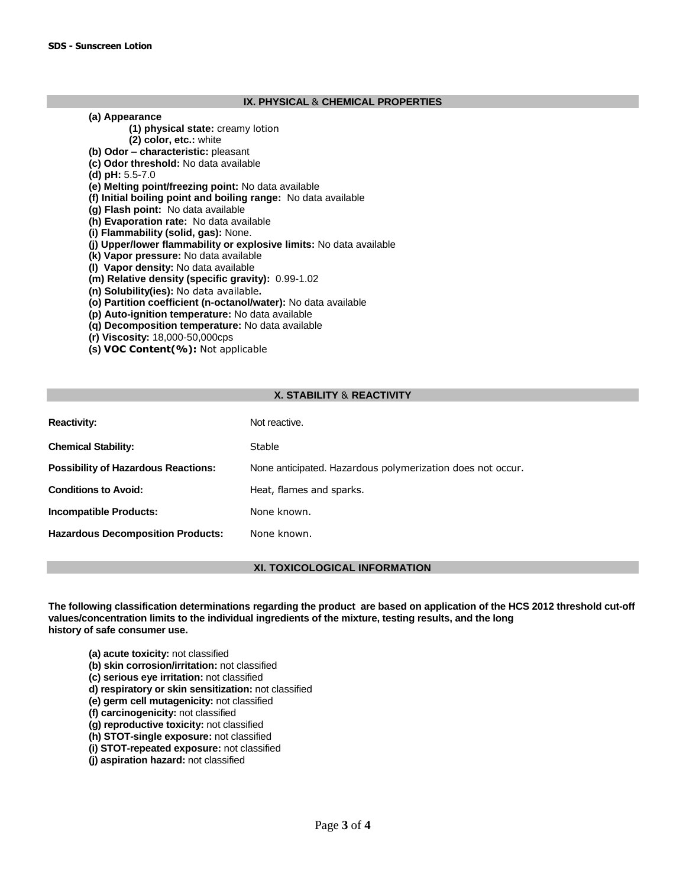## IX. PHYSICAL & CHEMICAL PROPERTIES

**(a) Appearance**

- **(1) physical state:** creamy lotion
- **(2) color, etc.:** white

**(b) Odor – characteristic:** pleasant
**(c) Odor threshold:** No data available
**(d) pH:** 5.5-7.0
**(e) Melting point/freezing point:** No data available
**(f) Initial boiling point and boiling range:** No data available
**(g) Flash point:** No data available
**(h) Evaporation rate:** No data available
**(i) Flammability (solid, gas):** None.
**(j) Upper/lower flammability or explosive limits:** No data available
**(k) Vapor pressure:** No data available
**(l) Vapor density:** No data available
**(m) Relative density (specific gravity):** 0.99-1.02
**(n) Solubility(ies):** No data available**.**
**(o) Partition coefficient (n-octanol/water):** No data available
**(p) Auto-ignition temperature:** No data available
**(q) Decomposition temperature:** No data available
**(r) Viscosity:** 18,000-50,000cps
**(s) VOC Content(%):** Not applicable

## X. STABILITY & REACTIVITY

| | |
|---|---|
| **Reactivity:** | Not reactive. |
| **Chemical Stability:** | Stable |
| **Possibility of Hazardous Reactions:** | None anticipated. Hazardous polymerization does not occur. |
| **Conditions to Avoid:** | Heat, flames and sparks. |
| **Incompatible Products:** | None known. |
| **Hazardous Decomposition Products:** | None known. |

## XI. TOXICOLOGICAL INFORMATION

**The following classification determinations regarding the product are based on application of the HCS 2012 threshold cut-off values/concentration limits to the individual ingredients of the mixture, testing results, and the long history of safe consumer use.**

**(a) acute toxicity:** not classified
**(b) skin corrosion/irritation:** not classified
**(c) serious eye irritation:** not classified
**d) respiratory or skin sensitization:** not classified
**(e) germ cell mutagenicity:** not classified
**(f) carcinogenicity:** not classified
**(g) reproductive toxicity:** not classified
**(h) STOT-single exposure:** not classified
**(i) STOT-repeated exposure:** not classified
**(j) aspiration hazard:** not classified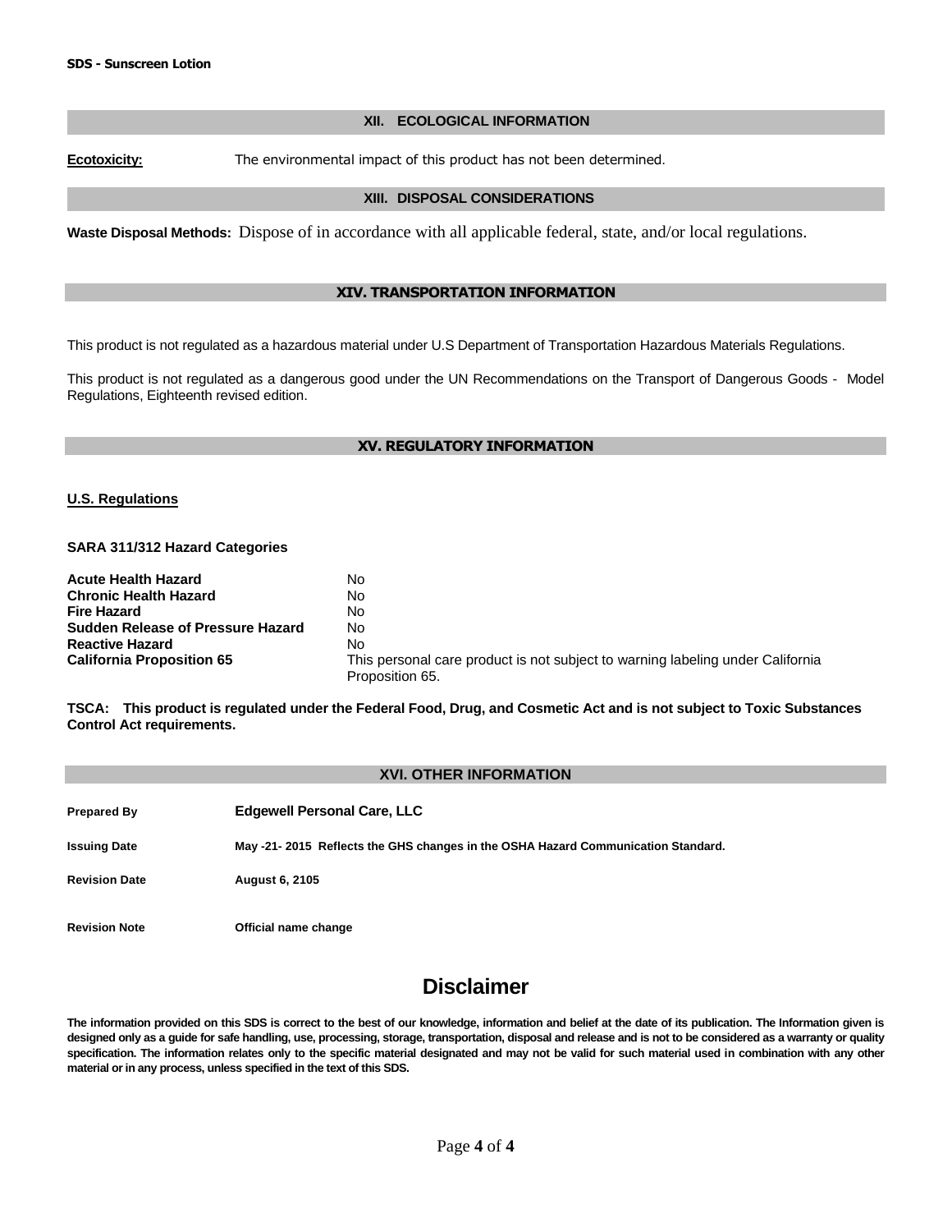## XII. ECOLOGICAL INFORMATION

**Ecotoxicity:** The environmental impact of this product has not been determined.

## XIII. DISPOSAL CONSIDERATIONS

**Waste Disposal Methods:** Dispose of in accordance with all applicable federal, state, and/or local regulations.

## XIV. TRANSPORTATION INFORMATION

This product is not regulated as a hazardous material under U.S Department of Transportation Hazardous Materials Regulations.

This product is not regulated as a dangerous good under the UN Recommendations on the Transport of Dangerous Goods - Model Regulations, Eighteenth revised edition.

## XV. REGULATORY INFORMATION

**U.S. Regulations**

**SARA 311/312 Hazard Categories**

| | |
|---|---|
| **Acute Health Hazard** | No |
| **Chronic Health Hazard** | No |
| **Fire Hazard** | No |
| **Sudden Release of Pressure Hazard** | No |
| **Reactive Hazard** | No |
| **California Proposition 65** | This personal care product is not subject to warning labeling under California Proposition 65. |

**TSCA: This product is regulated under the Federal Food, Drug, and Cosmetic Act and is not subject to Toxic Substances Control Act requirements.**

## XVI. OTHER INFORMATION

| | |
|---|---|
| **Prepared By** | **Edgewell Personal Care, LLC** |
| **Issuing Date** | **May -21- 2015 Reflects the GHS changes in the OSHA Hazard Communication Standard.** |
| **Revision Date** | **August 6, 2105** |
| **Revision Note** | **Official name change** |

# Disclaimer

**The information provided on this SDS is correct to the best of our knowledge, information and belief at the date of its publication. The Information given is designed only as a guide for safe handling, use, processing, storage, transportation, disposal and release and is not to be considered as a warranty or quality specification. The information relates only to the specific material designated and may not be valid for such material used in combination with any other material or in any process, unless specified in the text of this SDS.**